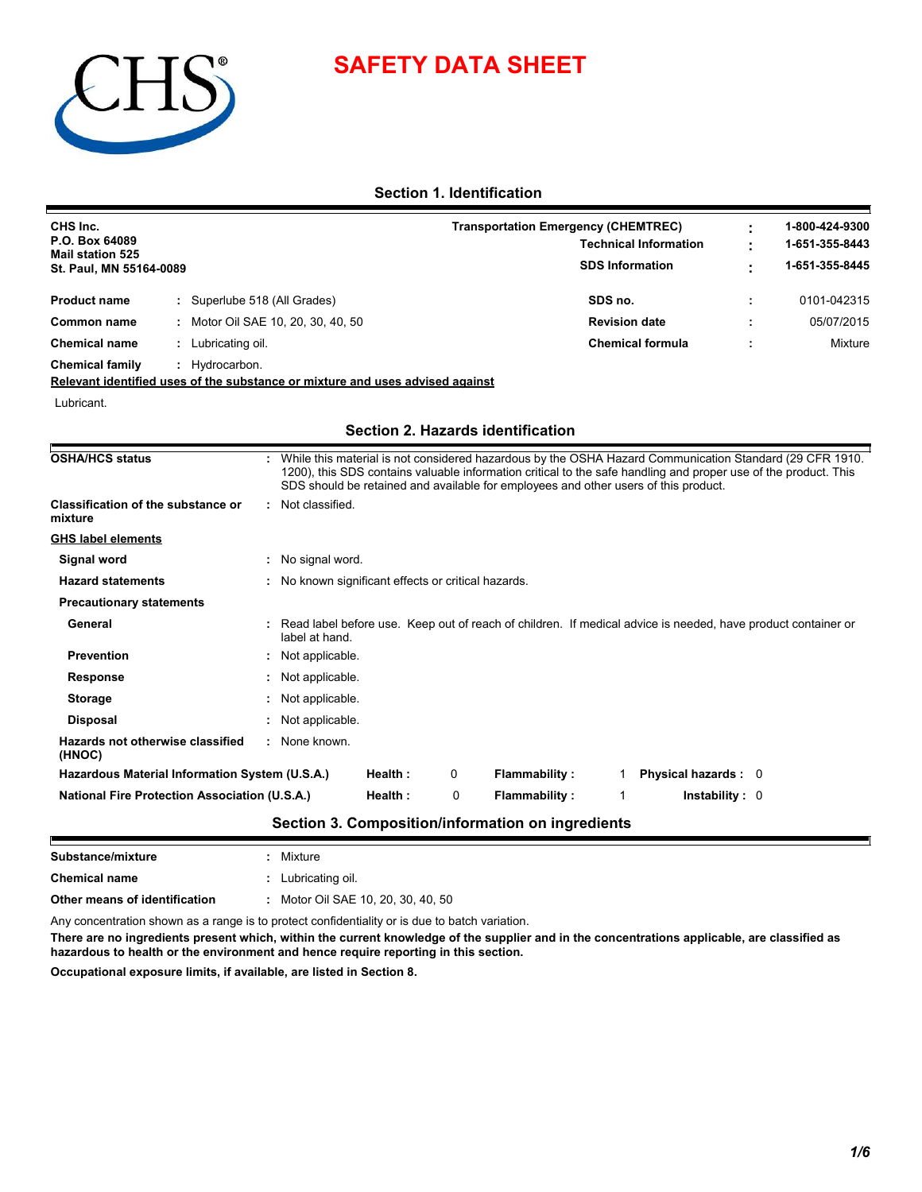# SAFETY DATA SHEET

## Section 1. Identification

**CHS Inc.**
**P.O. Box 64089**
**Mail station 525**
**St. Paul, MN 55164-0089**

| | | |
|---|---|---|
| **Transportation Emergency (CHEMTREC)** | : | **1-800-424-9300** |
| **Technical Information** | : | **1-651-355-8443** |
| **SDS Information** | : | **1-651-355-8445** |

| | | | | | |
|---|---|---|---|---|---|
| **Product name** | : | Superlube 518 (All Grades) | **SDS no.** | : | 0101-042315 |
| **Common name** | : | Motor Oil SAE 10, 20, 30, 40, 50 | **Revision date** | : | 05/07/2015 |
| **Chemical name** | : | Lubricating oil. | **Chemical formula** | : | Mixture |
| **Chemical family** | : | Hydrocarbon. | | | |

**Relevant identified uses of the substance or mixture and uses advised against**

Lubricant.

## Section 2. Hazards identification

**OSHA/HCS status** : While this material is not considered hazardous by the OSHA Hazard Communication Standard (29 CFR 1910.1200), this SDS contains valuable information critical to the safe handling and proper use of the product. This SDS should be retained and available for employees and other users of this product.

**Classification of the substance or mixture** : Not classified.

**GHS label elements**

**Signal word** : No signal word.

**Hazard statements** : No known significant effects or critical hazards.

**Precautionary statements**

**General** : Read label before use. Keep out of reach of children. If medical advice is needed, have product container or label at hand.

**Prevention** : Not applicable.

**Response** : Not applicable.

**Storage** : Not applicable.

**Disposal** : Not applicable.

**Hazards not otherwise classified (HNOC)** : None known.

| | | | | | | |
|---|---|---|---|---|---|---|
| **Hazardous Material Information System (U.S.A.)** | **Health :** | 0 | **Flammability :** | 1 | **Physical hazards :** | 0 |
| **National Fire Protection Association (U.S.A.)** | **Health :** | 0 | **Flammability :** | 1 | **Instability :** | 0 |

## Section 3. Composition/information on ingredients

**Substance/mixture** : Mixture

**Chemical name** : Lubricating oil.

**Other means of identification** : Motor Oil SAE 10, 20, 30, 40, 50

Any concentration shown as a range is to protect confidentiality or is due to batch variation.

**There are no ingredients present which, within the current knowledge of the supplier and in the concentrations applicable, are classified as hazardous to health or the environment and hence require reporting in this section.**

**Occupational exposure limits, if available, are listed in Section 8.**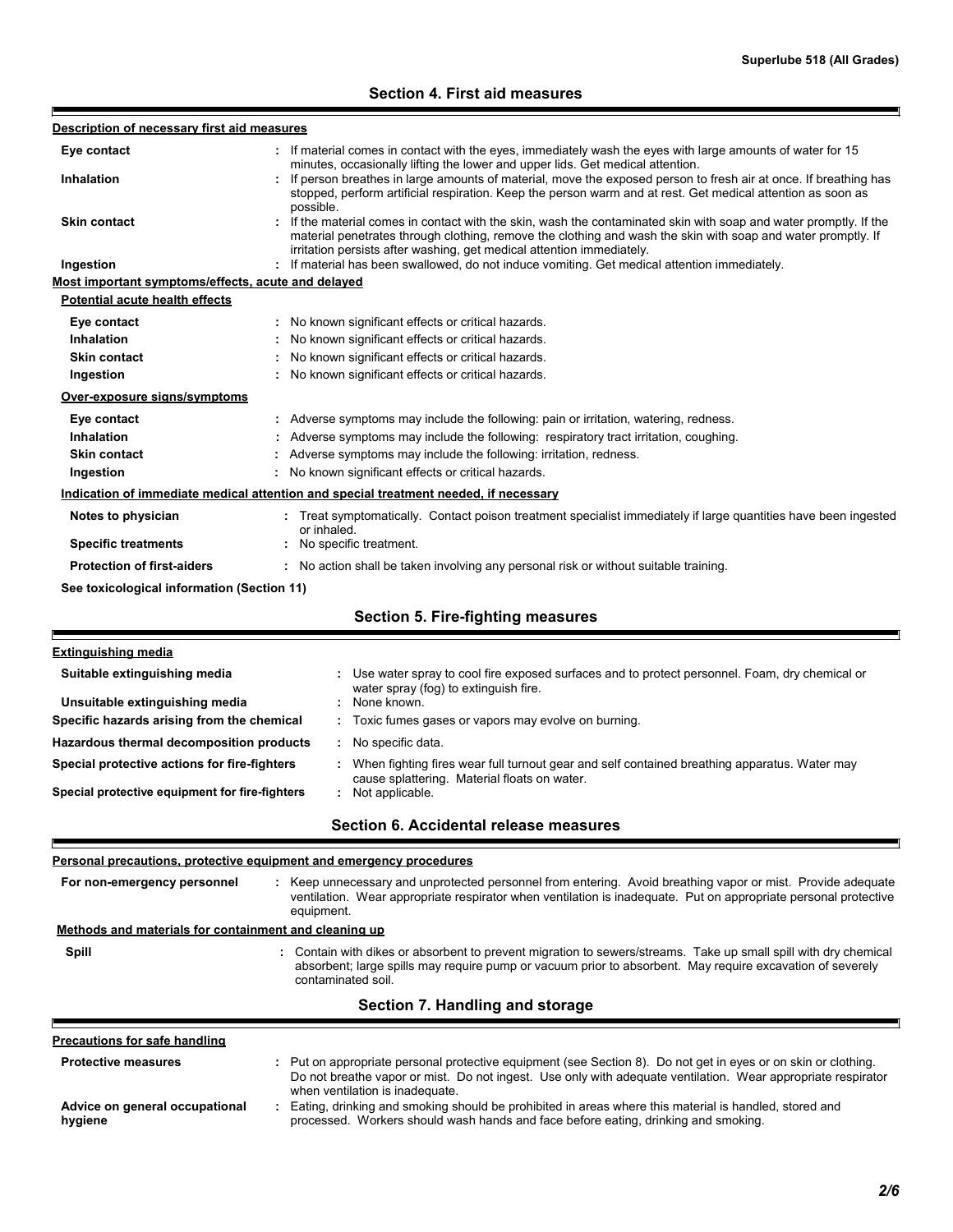## Section 4. First aid measures

**Description of necessary first aid measures**

| | |
|---|---|
| **Eye contact** | : If material comes in contact with the eyes, immediately wash the eyes with large amounts of water for 15 minutes, occasionally lifting the lower and upper lids. Get medical attention. |
| **Inhalation** | : If person breathes in large amounts of material, move the exposed person to fresh air at once. If breathing has stopped, perform artificial respiration. Keep the person warm and at rest. Get medical attention as soon as possible. |
| **Skin contact** | : If the material comes in contact with the skin, wash the contaminated skin with soap and water promptly. If the material penetrates through clothing, remove the clothing and wash the skin with soap and water promptly. If irritation persists after washing, get medical attention immediately. |
| **Ingestion** | : If material has been swallowed, do not induce vomiting. Get medical attention immediately. |

**Most important symptoms/effects, acute and delayed**

**Potential acute health effects**

| | |
|---|---|
| **Eye contact** | : No known significant effects or critical hazards. |
| **Inhalation** | : No known significant effects or critical hazards. |
| **Skin contact** | : No known significant effects or critical hazards. |
| **Ingestion** | : No known significant effects or critical hazards. |

**Over-exposure signs/symptoms**

| | |
|---|---|
| **Eye contact** | : Adverse symptoms may include the following: pain or irritation, watering, redness. |
| **Inhalation** | : Adverse symptoms may include the following: respiratory tract irritation, coughing. |
| **Skin contact** | : Adverse symptoms may include the following: irritation, redness. |
| **Ingestion** | : No known significant effects or critical hazards. |

**Indication of immediate medical attention and special treatment needed, if necessary**

| | |
|---|---|
| **Notes to physician** | : Treat symptomatically. Contact poison treatment specialist immediately if large quantities have been ingested or inhaled. |
| **Specific treatments** | : No specific treatment. |
| **Protection of first-aiders** | : No action shall be taken involving any personal risk or without suitable training. |

**See toxicological information (Section 11)**

## Section 5. Fire-fighting measures

**Extinguishing media**

| | |
|---|---|
| **Suitable extinguishing media** | : Use water spray to cool fire exposed surfaces and to protect personnel. Foam, dry chemical or water spray (fog) to extinguish fire. |
| **Unsuitable extinguishing media** | : None known. |
| **Specific hazards arising from the chemical** | : Toxic fumes gases or vapors may evolve on burning. |
| **Hazardous thermal decomposition products** | : No specific data. |
| **Special protective actions for fire-fighters** | : When fighting fires wear full turnout gear and self contained breathing apparatus. Water may cause splattering. Material floats on water. |
| **Special protective equipment for fire-fighters** | : Not applicable. |

## Section 6. Accidental release measures

**Personal precautions, protective equipment and emergency procedures**

| | |
|---|---|
| **For non-emergency personnel** | : Keep unnecessary and unprotected personnel from entering. Avoid breathing vapor or mist. Provide adequate ventilation. Wear appropriate respirator when ventilation is inadequate. Put on appropriate personal protective equipment. |

**Methods and materials for containment and cleaning up**

| | |
|---|---|
| **Spill** | : Contain with dikes or absorbent to prevent migration to sewers/streams. Take up small spill with dry chemical absorbent; large spills may require pump or vacuum prior to absorbent. May require excavation of severely contaminated soil. |

## Section 7. Handling and storage

**Precautions for safe handling**

| | |
|---|---|
| **Protective measures** | : Put on appropriate personal protective equipment (see Section 8). Do not get in eyes or on skin or clothing. Do not breathe vapor or mist. Do not ingest. Use only with adequate ventilation. Wear appropriate respirator when ventilation is inadequate. |
| **Advice on general occupational hygiene** | : Eating, drinking and smoking should be prohibited in areas where this material is handled, stored and processed. Workers should wash hands and face before eating, drinking and smoking. |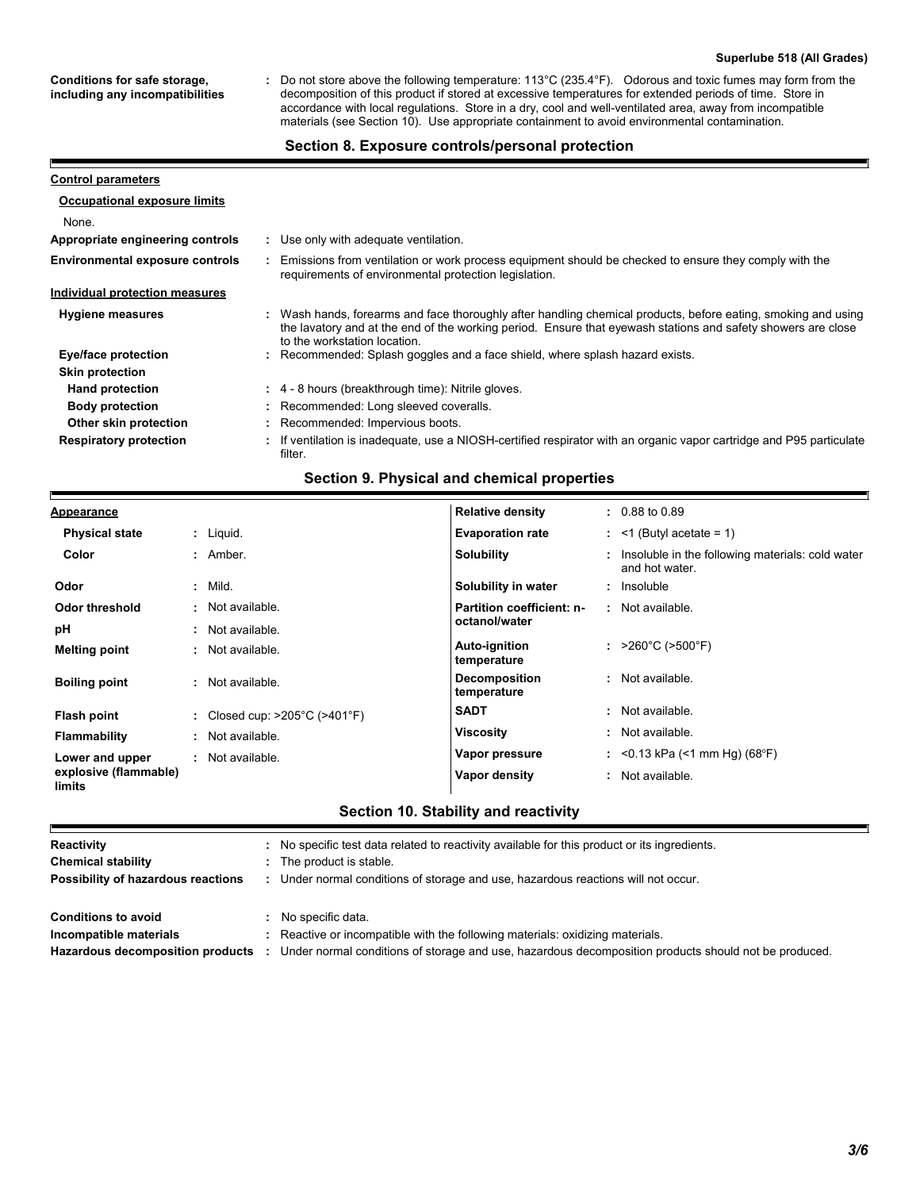| | |
|---|---|
| **Conditions for safe storage, including any incompatibilities** | : Do not store above the following temperature: 113°C (235.4°F). Odorous and toxic fumes may form from the decomposition of this product if stored at excessive temperatures for extended periods of time. Store in accordance with local regulations. Store in a dry, cool and well-ventilated area, away from incompatible materials (see Section 10). Use appropriate containment to avoid environmental contamination. |

## Section 8. Exposure controls/personal protection

**Control parameters**

**Occupational exposure limits**

None.

| | |
|---|---|
| **Appropriate engineering controls** | : Use only with adequate ventilation. |
| **Environmental exposure controls** | : Emissions from ventilation or work process equipment should be checked to ensure they comply with the requirements of environmental protection legislation. |

**Individual protection measures**

| | |
|---|---|
| **Hygiene measures** | : Wash hands, forearms and face thoroughly after handling chemical products, before eating, smoking and using the lavatory and at the end of the working period. Ensure that eyewash stations and safety showers are close to the workstation location. |
| **Eye/face protection** | : Recommended: Splash goggles and a face shield, where splash hazard exists. |
| **Skin protection** | |
| **Hand protection** | : 4 - 8 hours (breakthrough time): Nitrile gloves. |
| **Body protection** | : Recommended: Long sleeved coveralls. |
| **Other skin protection** | : Recommended: Impervious boots. |
| **Respiratory protection** | : If ventilation is inadequate, use a NIOSH-certified respirator with an organic vapor cartridge and P95 particulate filter. |

## Section 9. Physical and chemical properties

| | | | |
|---|---|---|---|
| **Appearance** | | **Relative density** | : 0.88 to 0.89 |
| **Physical state** | : Liquid. | **Evaporation rate** | : <1 (Butyl acetate = 1) |
| **Color** | : Amber. | **Solubility** | : Insoluble in the following materials: cold water and hot water. |
| **Odor** | : Mild. | **Solubility in water** | : Insoluble |
| **Odor threshold** | : Not available. | **Partition coefficient: n-octanol/water** | : Not available. |
| **pH** | : Not available. | | |
| **Melting point** | : Not available. | **Auto-ignition temperature** | : >260°C (>500°F) |
| **Boiling point** | : Not available. | **Decomposition temperature** | : Not available. |
| **Flash point** | : Closed cup: >205°C (>401°F) | **SADT** | : Not available. |
| **Flammability** | : Not available. | **Viscosity** | : Not available. |
| **Lower and upper explosive (flammable) limits** | : Not available. | **Vapor pressure** | : <0.13 kPa (<1 mm Hg) (68°F) |
| | | **Vapor density** | : Not available. |

## Section 10. Stability and reactivity

| | |
|---|---|
| **Reactivity** | : No specific test data related to reactivity available for this product or its ingredients. |
| **Chemical stability** | : The product is stable. |
| **Possibility of hazardous reactions** | : Under normal conditions of storage and use, hazardous reactions will not occur. |
| **Conditions to avoid** | : No specific data. |
| **Incompatible materials** | : Reactive or incompatible with the following materials: oxidizing materials. |
| **Hazardous decomposition products** | : Under normal conditions of storage and use, hazardous decomposition products should not be produced. |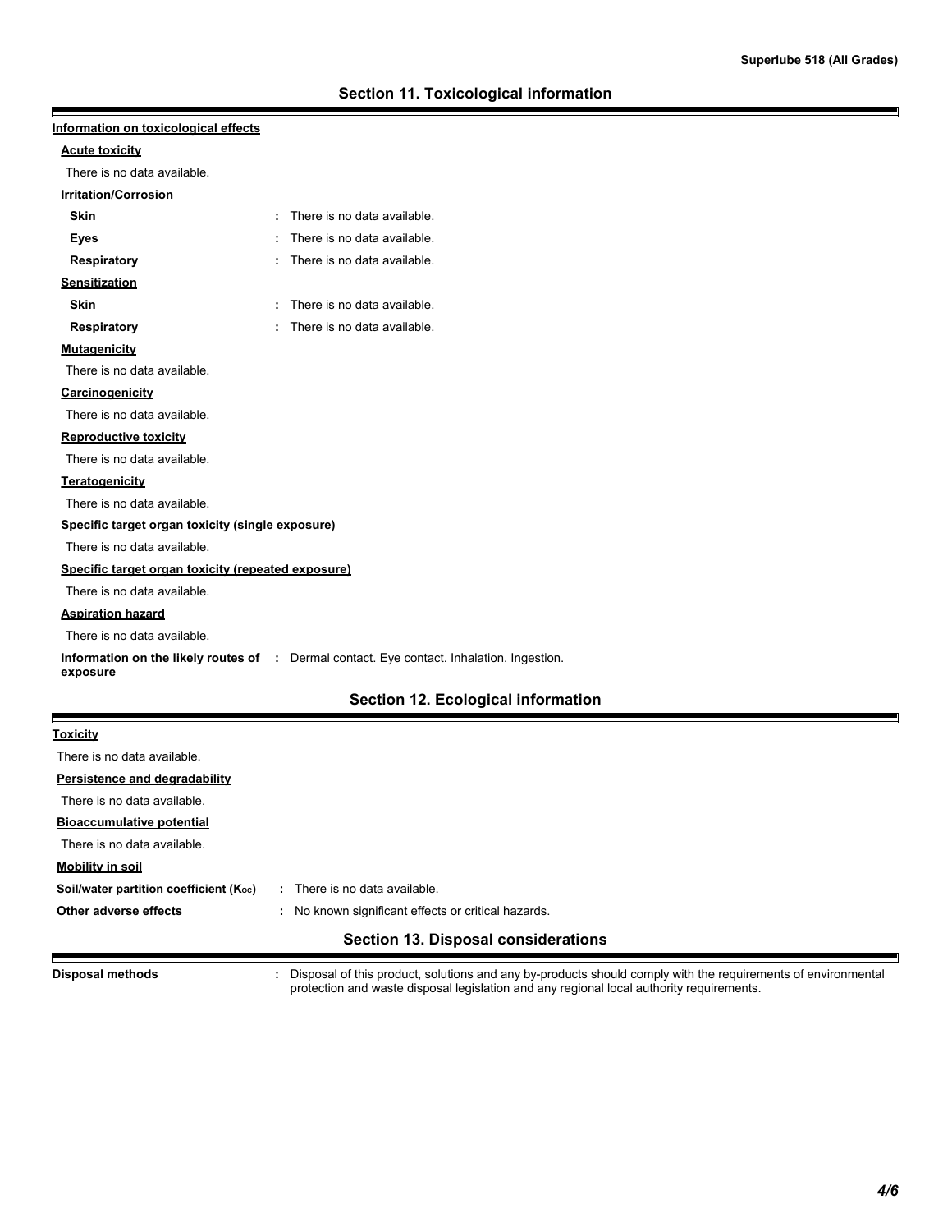## Section 11. Toxicological information

**Information on toxicological effects**

**Acute toxicity**

There is no data available.

**Irritation/Corrosion**

**Skin** : There is no data available.

**Eyes** : There is no data available.

**Respiratory** : There is no data available.

**Sensitization**

**Skin** : There is no data available.

**Respiratory** : There is no data available.

**Mutagenicity**

There is no data available.

**Carcinogenicity**

There is no data available.

**Reproductive toxicity**

There is no data available.

**Teratogenicity**

There is no data available.

**Specific target organ toxicity (single exposure)**

There is no data available.

**Specific target organ toxicity (repeated exposure)**

There is no data available.

**Aspiration hazard**

There is no data available.

**Information on the likely routes of exposure** : Dermal contact. Eye contact. Inhalation. Ingestion.

## Section 12. Ecological information

**Toxicity**

There is no data available.

**Persistence and degradability**

There is no data available.

**Bioaccumulative potential**

There is no data available.

**Mobility in soil**

**Soil/water partition coefficient ($K_{OC}$)** : There is no data available.

**Other adverse effects** : No known significant effects or critical hazards.

## Section 13. Disposal considerations

**Disposal methods** : Disposal of this product, solutions and any by-products should comply with the requirements of environmental protection and waste disposal legislation and any regional local authority requirements.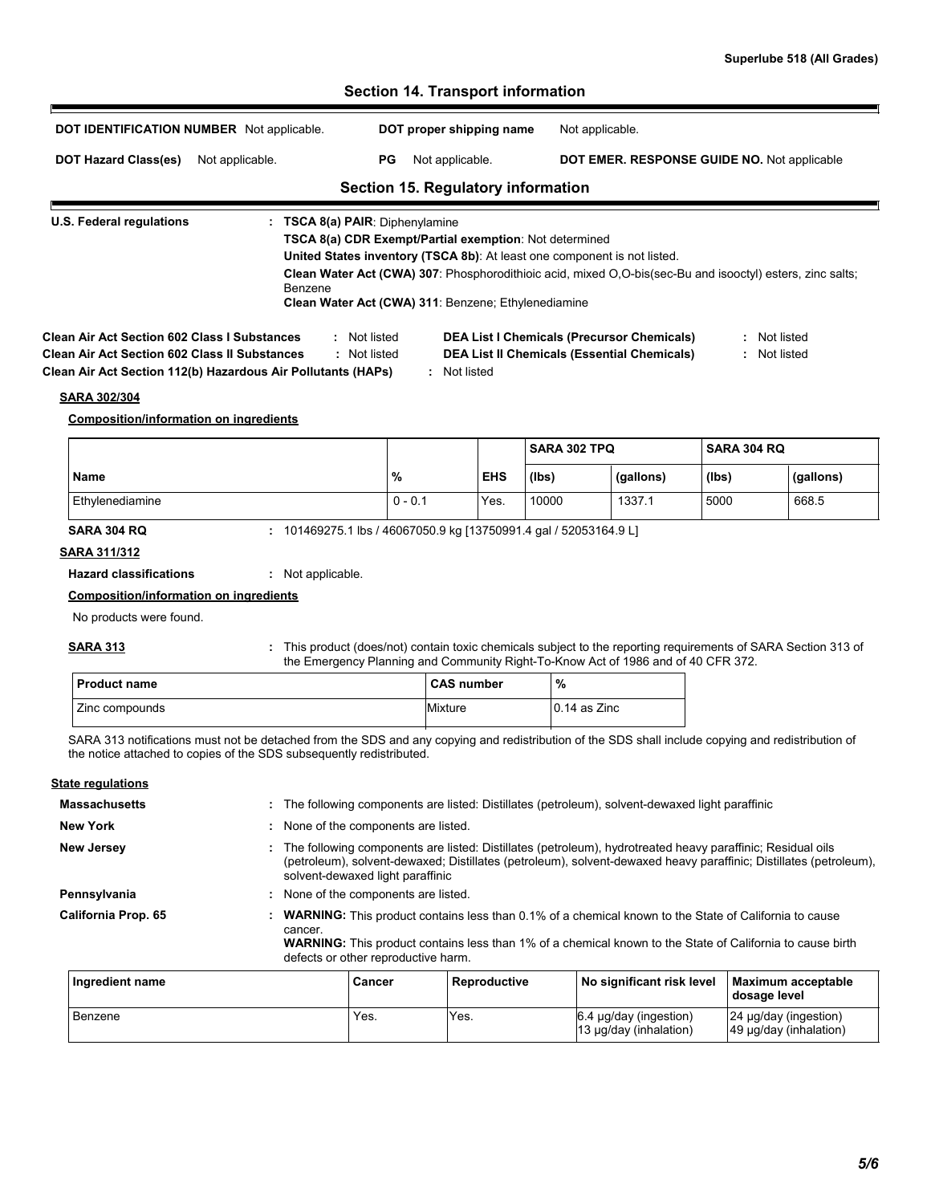## Section 14. Transport information

**DOT IDENTIFICATION NUMBER** Not applicable. **DOT proper shipping name** Not applicable.

**DOT Hazard Class(es)** Not applicable. **PG** Not applicable. **DOT EMER. RESPONSE GUIDE NO.** Not applicable

## Section 15. Regulatory information

**U.S. Federal regulations** : **TSCA 8(a) PAIR**: Diphenylamine
**TSCA 8(a) CDR Exempt/Partial exemption**: Not determined
**United States inventory (TSCA 8b)**: At least one component is not listed.
**Clean Water Act (CWA) 307**: Phosphorodithioic acid, mixed O,O-bis(sec-Bu and isooctyl) esters, zinc salts; Benzene
**Clean Water Act (CWA) 311**: Benzene; Ethylenediamine

**Clean Air Act Section 602 Class I Substances** : Not listed
**Clean Air Act Section 602 Class II Substances** : Not listed
**Clean Air Act Section 112(b) Hazardous Air Pollutants (HAPs)** : Not listed
**DEA List I Chemicals (Precursor Chemicals)** : Not listed
**DEA List II Chemicals (Essential Chemicals)** : Not listed

**SARA 302/304**

**Composition/information on ingredients**

| | | | SARA 302 TPQ | | SARA 304 RQ | |
|---|---|---|---|---|---|---|
| **Name** | **%** | **EHS** | **(lbs)** | **(gallons)** | **(lbs)** | **(gallons)** |
| Ethylenediamine | 0 - 0.1 | Yes. | 10000 | 1337.1 | 5000 | 668.5 |

**SARA 304 RQ** : 101469275.1 lbs / 46067050.9 kg [13750991.4 gal / 52053164.9 L]

**SARA 311/312**

**Hazard classifications** : Not applicable.

**Composition/information on ingredients**

No products were found.

**SARA 313** : This product (does/not) contain toxic chemicals subject to the reporting requirements of SARA Section 313 of the Emergency Planning and Community Right-To-Know Act of 1986 and of 40 CFR 372.

| Product name | CAS number | % |
|---|---|---|
| Zinc compounds | Mixture | 0.14 as Zinc |

SARA 313 notifications must not be detached from the SDS and any copying and redistribution of the SDS shall include copying and redistribution of the notice attached to copies of the SDS subsequently redistributed.

**State regulations**

**Massachusetts** : The following components are listed: Distillates (petroleum), solvent-dewaxed light paraffinic

**New York** : None of the components are listed.

**New Jersey** : The following components are listed: Distillates (petroleum), hydrotreated heavy paraffinic; Residual oils (petroleum), solvent-dewaxed; Distillates (petroleum), solvent-dewaxed heavy paraffinic; Distillates (petroleum), solvent-dewaxed light paraffinic

**Pennsylvania** : None of the components are listed.

**California Prop. 65** : **WARNING:** This product contains less than 0.1% of a chemical known to the State of California to cause cancer.
**WARNING:** This product contains less than 1% of a chemical known to the State of California to cause birth defects or other reproductive harm.

| Ingredient name | Cancer | Reproductive | No significant risk level | Maximum acceptable dosage level |
|---|---|---|---|---|
| Benzene | Yes. | Yes. | 6.4 µg/day (ingestion)<br>13 µg/day (inhalation) | 24 µg/day (ingestion)<br>49 µg/day (inhalation) |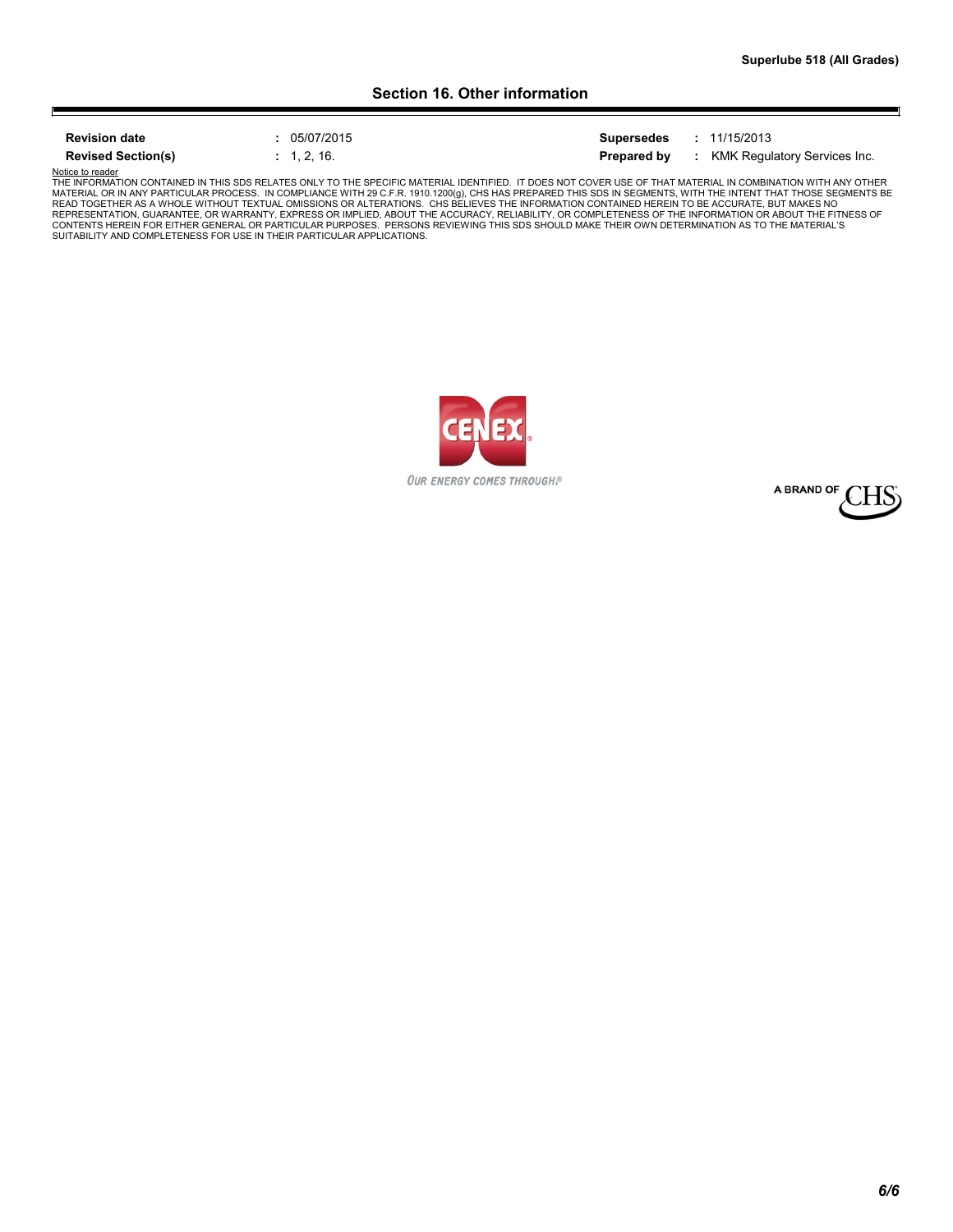## Section 16. Other information

| | | | |
|---|---|---|---|
| **Revision date** | : 05/07/2015 | **Supersedes** | : 11/15/2013 |
| **Revised Section(s)** | : 1, 2, 16. | **Prepared by** | : KMK Regulatory Services Inc. |

Notice to reader

THE INFORMATION CONTAINED IN THIS SDS RELATES ONLY TO THE SPECIFIC MATERIAL IDENTIFIED. IT DOES NOT COVER USE OF THAT MATERIAL IN COMBINATION WITH ANY OTHER MATERIAL OR IN ANY PARTICULAR PROCESS. IN COMPLIANCE WITH 29 C.F.R. 1910.1200(g), CHS HAS PREPARED THIS SDS IN SEGMENTS, WITH THE INTENT THAT THOSE SEGMENTS BE READ TOGETHER AS A WHOLE WITHOUT TEXTUAL OMISSIONS OR ALTERATIONS. CHS BELIEVES THE INFORMATION CONTAINED HEREIN TO BE ACCURATE, BUT MAKES NO REPRESENTATION, GUARANTEE, OR WARRANTY, EXPRESS OR IMPLIED, ABOUT THE ACCURACY, RELIABILITY, OR COMPLETENESS OF THE INFORMATION OR ABOUT THE FITNESS OF CONTENTS HEREIN FOR EITHER GENERAL OR PARTICULAR PURPOSES. PERSONS REVIEWING THIS SDS SHOULD MAKE THEIR OWN DETERMINATION AS TO THE MATERIAL'S SUITABILITY AND COMPLETENESS FOR USE IN THEIR PARTICULAR APPLICATIONS.

CENEX®

*OUR ENERGY COMES THROUGH.®*

A BRAND OF CHS®